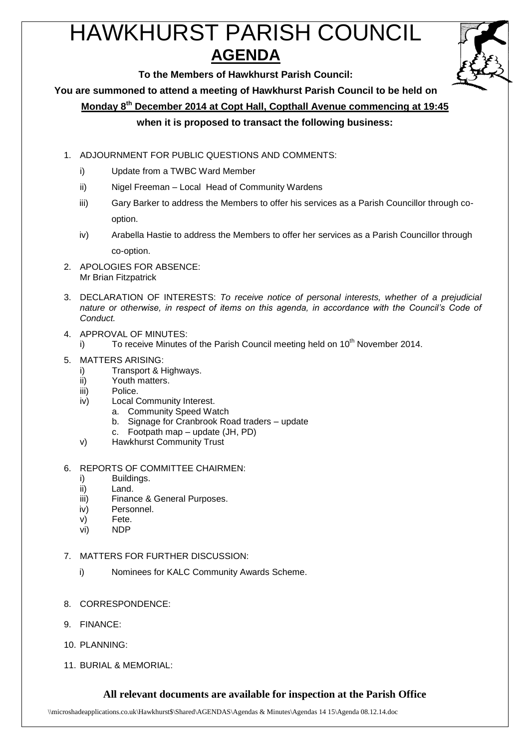# HAWKHURST PARISH COUNCIL

## AGENDA

**To the Members of Hawkhurst Parish Council:**

**You are summoned to attend a meeting of Hawkhurst Parish Council to be held on**

**Monday 8th December 2014 at Copt Hall, Copthall Avenue commencing at 19:45**

**when it is proposed to transact the following business:**

1. ADJOURNMENT FOR PUBLIC QUESTIONS AND COMMENTS:
   - i) Update from a TWBC Ward Member
   - ii) Nigel Freeman – Local Head of Community Wardens
   - iii) Gary Barker to address the Members to offer his services as a Parish Councillor through co-option.
   - iv) Arabella Hastie to address the Members to offer her services as a Parish Councillor through co-option.
2. APOLOGIES FOR ABSENCE:
   Mr Brian Fitzpatrick
3. DECLARATION OF INTERESTS: *To receive notice of personal interests, whether of a prejudicial nature or otherwise, in respect of items on this agenda, in accordance with the Council's Code of Conduct.*
4. APPROVAL OF MINUTES:
   - i) To receive Minutes of the Parish Council meeting held on 10th November 2014.
5. MATTERS ARISING:
   - i) Transport & Highways.
   - ii) Youth matters.
   - iii) Police.
   - iv) Local Community Interest.
     - a. Community Speed Watch
     - b. Signage for Cranbrook Road traders – update
     - c. Footpath map – update (JH, PD)
   - v) Hawkhurst Community Trust
6. REPORTS OF COMMITTEE CHAIRMEN:
   - i) Buildings.
   - ii) Land.
   - iii) Finance & General Purposes.
   - iv) Personnel.
   - v) Fete.
   - vi) NDP
7. MATTERS FOR FURTHER DISCUSSION:
   - i) Nominees for KALC Community Awards Scheme.
8. CORRESPONDENCE:
9. FINANCE:
10. PLANNING:
11. BURIAL & MEMORIAL:

**All relevant documents are available for inspection at the Parish Office**

\\microshadeapplications.co.uk\Hawkhurst$\Shared\AGENDAS\Agendas & Minutes\Agendas 14 15\Agenda 08.12.14.doc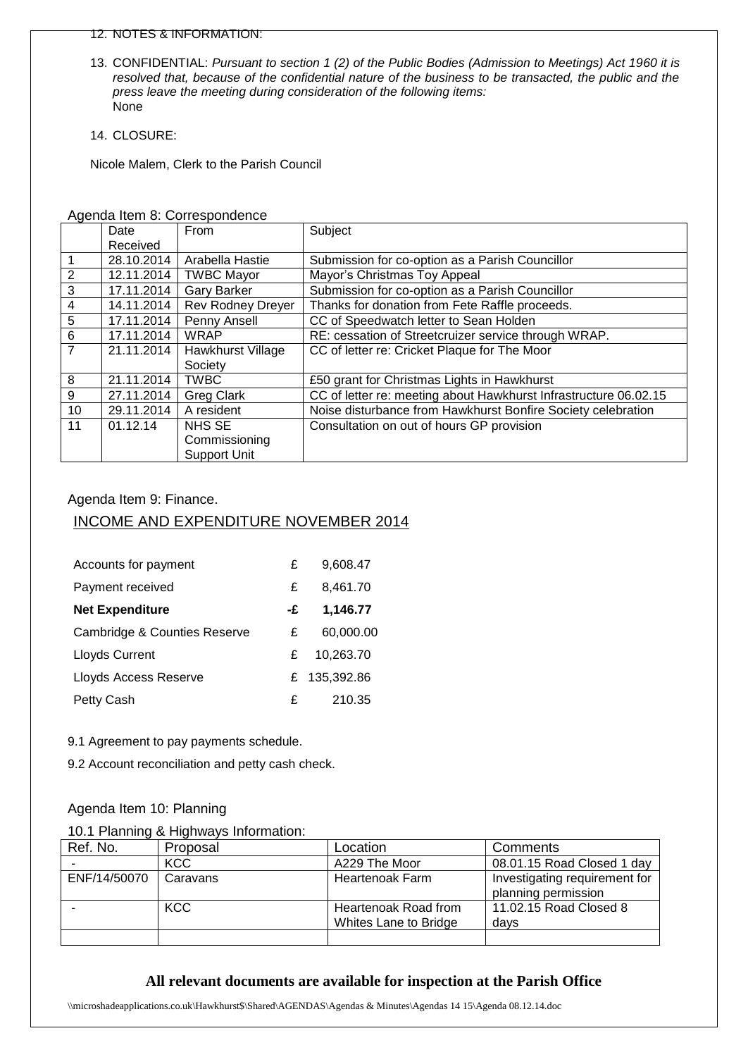12. NOTES & INFORMATION:

13. CONFIDENTIAL: *Pursuant to section 1 (2) of the Public Bodies (Admission to Meetings) Act 1960 it is resolved that, because of the confidential nature of the business to be transacted, the public and the press leave the meeting during consideration of the following items:*
None

14. CLOSURE:

Nicole Malem, Clerk to the Parish Council

Agenda Item 8: Correspondence

| | Date Received | From | Subject |
|---|---|---|---|
| 1 | 28.10.2014 | Arabella Hastie | Submission for co-option as a Parish Councillor |
| 2 | 12.11.2014 | TWBC Mayor | Mayor's Christmas Toy Appeal |
| 3 | 17.11.2014 | Gary Barker | Submission for co-option as a Parish Councillor |
| 4 | 14.11.2014 | Rev Rodney Dreyer | Thanks for donation from Fete Raffle proceeds. |
| 5 | 17.11.2014 | Penny Ansell | CC of Speedwatch letter to Sean Holden |
| 6 | 17.11.2014 | WRAP | RE: cessation of Streetcruizer service through WRAP. |
| 7 | 21.11.2014 | Hawkhurst Village Society | CC of letter re: Cricket Plaque for The Moor |
| 8 | 21.11.2014 | TWBC | £50 grant for Christmas Lights in Hawkhurst |
| 9 | 27.11.2014 | Greg Clark | CC of letter re: meeting about Hawkhurst Infrastructure 06.02.15 |
| 10 | 29.11.2014 | A resident | Noise disturbance from Hawkhurst Bonfire Society celebration |
| 11 | 01.12.14 | NHS SE Commissioning Support Unit | Consultation on out of hours GP provision |

Agenda Item 9: Finance.

INCOME AND EXPENDITURE NOVEMBER 2014

| | | |
|---|---|---|
| Accounts for payment | £ | 9,608.47 |
| Payment received | £ | 8,461.70 |
| **Net Expenditure** | **-£** | **1,146.77** |
| Cambridge & Counties Reserve | £ | 60,000.00 |
| Lloyds Current | £ | 10,263.70 |
| Lloyds Access Reserve | £ | 135,392.86 |
| Petty Cash | £ | 210.35 |

9.1 Agreement to pay payments schedule.

9.2 Account reconciliation and petty cash check.

Agenda Item 10: Planning

10.1 Planning & Highways Information:

| Ref. No. | Proposal | Location | Comments |
|---|---|---|---|
| - | KCC | A229 The Moor | 08.01.15 Road Closed 1 day |
| ENF/14/50070 | Caravans | Heartenoak Farm | Investigating requirement for planning permission |
| - | KCC | Heartenoak Road from Whites Lane to Bridge | 11.02.15 Road Closed 8 days |
| | | | |

**All relevant documents are available for inspection at the Parish Office**

\\microshadeapplications.co.uk\Hawkhurst$\Shared\AGENDAS\Agendas & Minutes\Agendas 14 15\Agenda 08.12.14.doc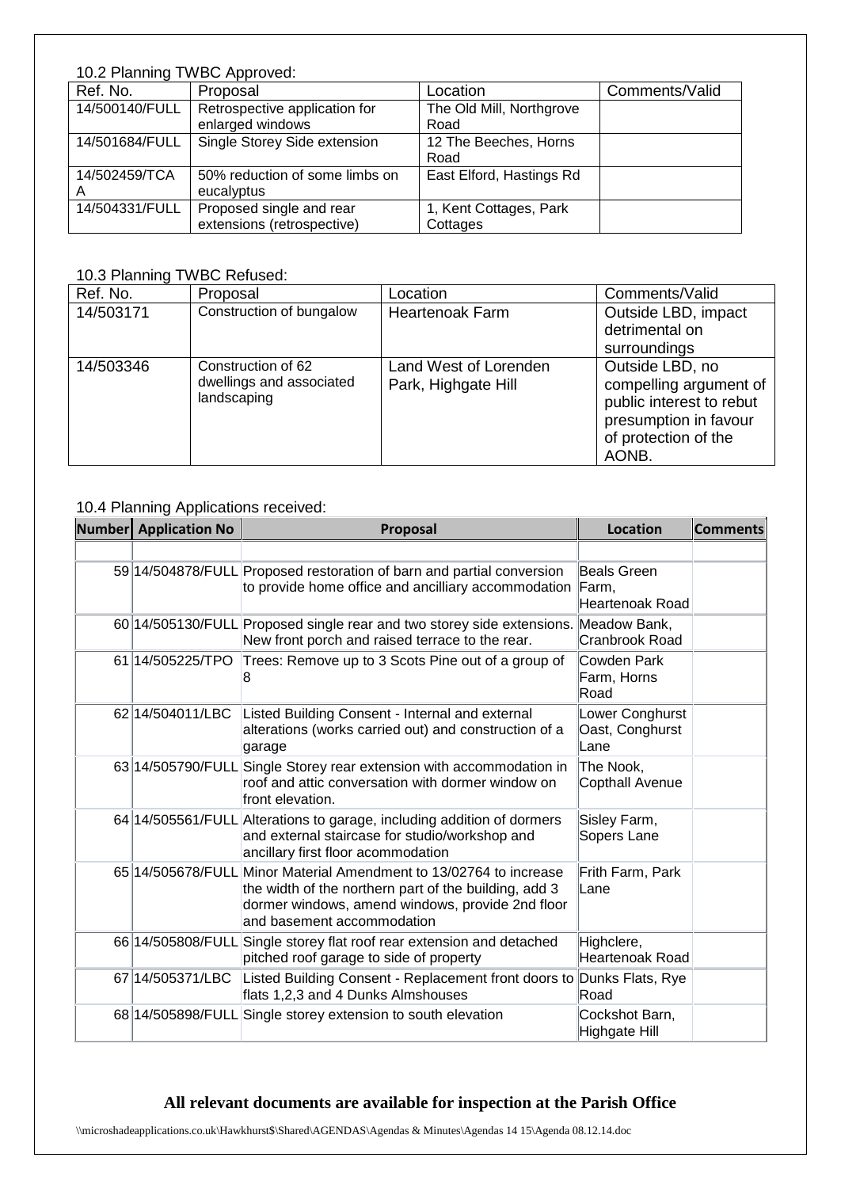10.2 Planning TWBC Approved:

| Ref. No. | Proposal | Location | Comments/Valid |
|---|---|---|---|
| 14/500140/FULL | Retrospective application for enlarged windows | The Old Mill, Northgrove Road | |
| 14/501684/FULL | Single Storey Side extension | 12 The Beeches, Horns Road | |
| 14/502459/TCA A | 50% reduction of some limbs on eucalyptus | East Elford, Hastings Rd | |
| 14/504331/FULL | Proposed single and rear extensions (retrospective) | 1, Kent Cottages, Park Cottages | |

10.3 Planning TWBC Refused:

| Ref. No. | Proposal | Location | Comments/Valid |
|---|---|---|---|
| 14/503171 | Construction of bungalow | Heartenoak Farm | Outside LBD, impact detrimental on surroundings |
| 14/503346 | Construction of 62 dwellings and associated landscaping | Land West of Lorenden Park, Highgate Hill | Outside LBD, no compelling argument of public interest to rebut presumption in favour of protection of the AONB. |

10.4 Planning Applications received:

| Number | Application No | Proposal | Location | Comments |
|---|---|---|---|---|
| | | | | |
| 59 | 14/504878/FULL | Proposed restoration of barn and partial conversion to provide home office and ancilliary accommodation | Beals Green Farm, Heartenoak Road | |
| 60 | 14/505130/FULL | Proposed single rear and two storey side extensions. New front porch and raised terrace to the rear. | Meadow Bank, Cranbrook Road | |
| 61 | 14/505225/TPO | Trees: Remove up to 3 Scots Pine out of a group of 8 | Cowden Park Farm, Horns Road | |
| 62 | 14/504011/LBC | Listed Building Consent - Internal and external alterations (works carried out) and construction of a garage | Lower Conghurst Oast, Conghurst Lane | |
| 63 | 14/505790/FULL | Single Storey rear extension with accommodation in roof and attic conversation with dormer window on front elevation. | The Nook, Copthall Avenue | |
| 64 | 14/505561/FULL | Alterations to garage, including addition of dormers and external staircase for studio/workshop and ancillary first floor acommodation | Sisley Farm, Sopers Lane | |
| 65 | 14/505678/FULL | Minor Material Amendment to 13/02764 to increase the width of the northern part of the building, add 3 dormer windows, amend windows, provide 2nd floor and basement accommodation | Frith Farm, Park Lane | |
| 66 | 14/505808/FULL | Single storey flat roof rear extension and detached pitched roof garage to side of property | Highclere, Heartenoak Road | |
| 67 | 14/505371/LBC | Listed Building Consent - Replacement front doors to flats 1,2,3 and 4 Dunks Almshouses | Dunks Flats, Rye Road | |
| 68 | 14/505898/FULL | Single storey extension to south elevation | Cockshot Barn, Highgate Hill | |

**All relevant documents are available for inspection at the Parish Office**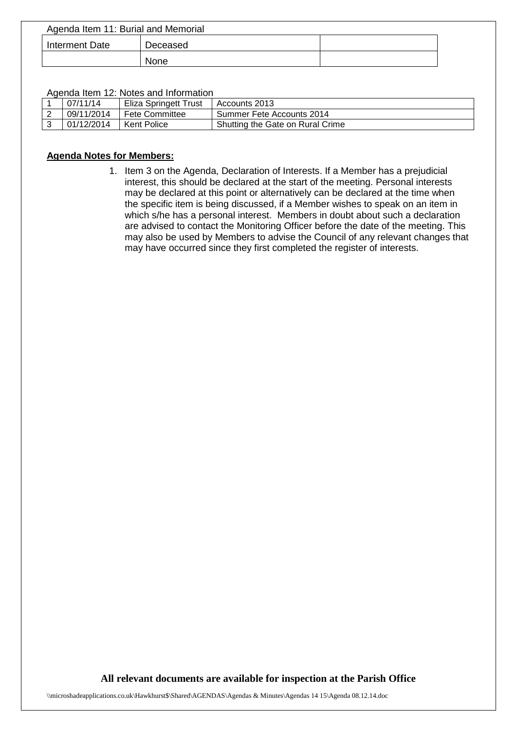Agenda Item 11: Burial and Memorial

| Interment Date | Deceased | |
|---|---|---|
| | None | |

Agenda Item 12: Notes and Information

| | | | |
|---|---|---|---|
| 1 | 07/11/14 | Eliza Springett Trust | Accounts 2013 |
| 2 | 09/11/2014 | Fete Committee | Summer Fete Accounts 2014 |
| 3 | 01/12/2014 | Kent Police | Shutting the Gate on Rural Crime |

**Agenda Notes for Members:**

1. Item 3 on the Agenda, Declaration of Interests. If a Member has a prejudicial interest, this should be declared at the start of the meeting. Personal interests may be declared at this point or alternatively can be declared at the time when the specific item is being discussed, if a Member wishes to speak on an item in which s/he has a personal interest. Members in doubt about such a declaration are advised to contact the Monitoring Officer before the date of the meeting. This may also be used by Members to advise the Council of any relevant changes that may have occurred since they first completed the register of interests.

**All relevant documents are available for inspection at the Parish Office**